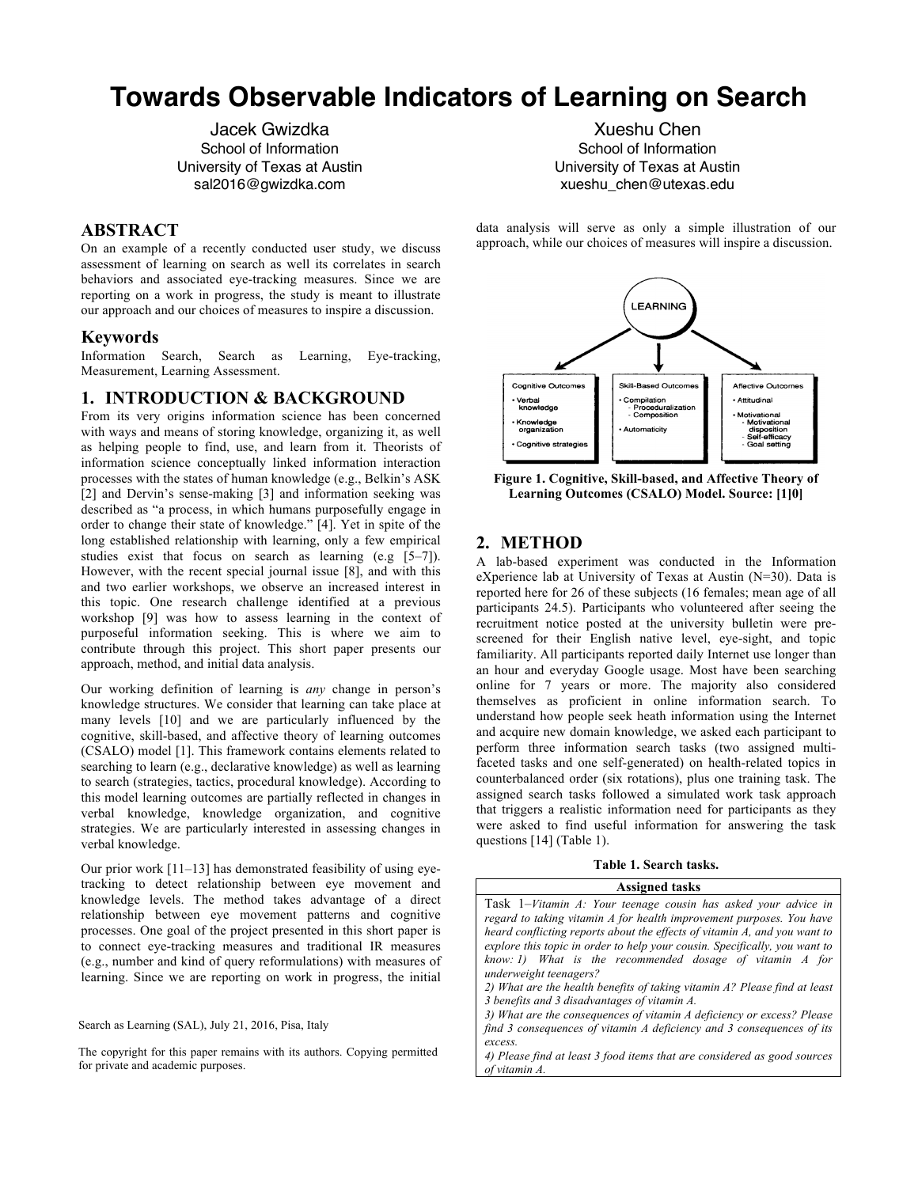# Towards Observable Indicators of Learning on Search

Jacek Gwizdka
School of Information
University of Texas at Austin
sal2016@gwizdka.com

Xueshu Chen
School of Information
University of Texas at Austin
xueshu_chen@utexas.edu

## ABSTRACT

On an example of a recently conducted user study, we discuss assessment of learning on search as well its correlates in search behaviors and associated eye-tracking measures. Since we are reporting on a work in progress, the study is meant to illustrate our approach and our choices of measures to inspire a discussion.

### Keywords

Information Search, Search as Learning, Eye-tracking, Measurement, Learning Assessment.

## 1. INTRODUCTION & BACKGROUND

From its very origins information science has been concerned with ways and means of storing knowledge, organizing it, as well as helping people to find, use, and learn from it. Theorists of information science conceptually linked information interaction processes with the states of human knowledge (e.g., Belkin's ASK [2] and Dervin's sense-making [3] and information seeking was described as "a process, in which humans purposefully engage in order to change their state of knowledge." [4]. Yet in spite of the long established relationship with learning, only a few empirical studies exist that focus on search as learning (e.g [5–7]). However, with the recent special journal issue [8], and with this and two earlier workshops, we observe an increased interest in this topic. One research challenge identified at a previous workshop [9] was how to assess learning in the context of purposeful information seeking. This is where we aim to contribute through this project. This short paper presents our approach, method, and initial data analysis.

Our working definition of learning is *any* change in person's knowledge structures. We consider that learning can take place at many levels [10] and we are particularly influenced by the cognitive, skill-based, and affective theory of learning outcomes (CSALO) model [1]. This framework contains elements related to searching to learn (e.g., declarative knowledge) as well as learning to search (strategies, tactics, procedural knowledge). According to this model learning outcomes are partially reflected in changes in verbal knowledge, knowledge organization, and cognitive strategies. We are particularly interested in assessing changes in verbal knowledge.

Our prior work [11–13] has demonstrated feasibility of using eye-tracking to detect relationship between eye movement and knowledge levels. The method takes advantage of a direct relationship between eye movement patterns and cognitive processes. One goal of the project presented in this short paper is to connect eye-tracking measures and traditional IR measures (e.g., number and kind of query reformulations) with measures of learning. Since we are reporting on work in progress, the initial data analysis will serve as only a simple illustration of our approach, while our choices of measures will inspire a discussion.

Search as Learning (SAL), July 21, 2016, Pisa, Italy

The copyright for this paper remains with its authors. Copying permitted for private and academic purposes.

LEARNING

| Cognitive Outcomes | Skill-Based Outcomes | Affective Outcomes |
|---|---|---|
| • Verbal knowledge<br>• Knowledge organization<br>• Cognitive strategies | • Compilation<br>- Proceduralization<br>- Composition<br>• Automaticity | • Attitudinal<br>• Motivational<br>- Motivational disposition<br>- Self-efficacy<br>- Goal setting |

**Figure 1. Cognitive, Skill-based, and Affective Theory of Learning Outcomes (CSALO) Model. Source: [1]0]**

## 2. METHOD

A lab-based experiment was conducted in the Information eXperience lab at University of Texas at Austin (N=30). Data is reported here for 26 of these subjects (16 females; mean age of all participants 24.5). Participants who volunteered after seeing the recruitment notice posted at the university bulletin were pre-screened for their English native level, eye-sight, and topic familiarity. All participants reported daily Internet use longer than an hour and everyday Google usage. Most have been searching online for 7 years or more. The majority also considered themselves as proficient in online information search. To understand how people seek heath information using the Internet and acquire new domain knowledge, we asked each participant to perform three information search tasks (two assigned multi-faceted tasks and one self-generated) on health-related topics in counterbalanced order (six rotations), plus one training task. The assigned search tasks followed a simulated work task approach that triggers a realistic information need for participants as they were asked to find useful information for answering the task questions [14] (Table 1).

**Table 1. Search tasks.**

| Assigned tasks |
|---|
| Task 1–*Vitamin A: Your teenage cousin has asked your advice in regard to taking vitamin A for health improvement purposes. You have heard conflicting reports about the effects of vitamin A, and you want to explore this topic in order to help your cousin. Specifically, you want to know: 1) What is the recommended dosage of vitamin A for underweight teenagers?*<br>*2) What are the health benefits of taking vitamin A? Please find at least 3 benefits and 3 disadvantages of vitamin A.*<br>*3) What are the consequences of vitamin A deficiency or excess? Please find 3 consequences of vitamin A deficiency and 3 consequences of its excess.*<br>*4) Please find at least 3 food items that are considered as good sources of vitamin A.* |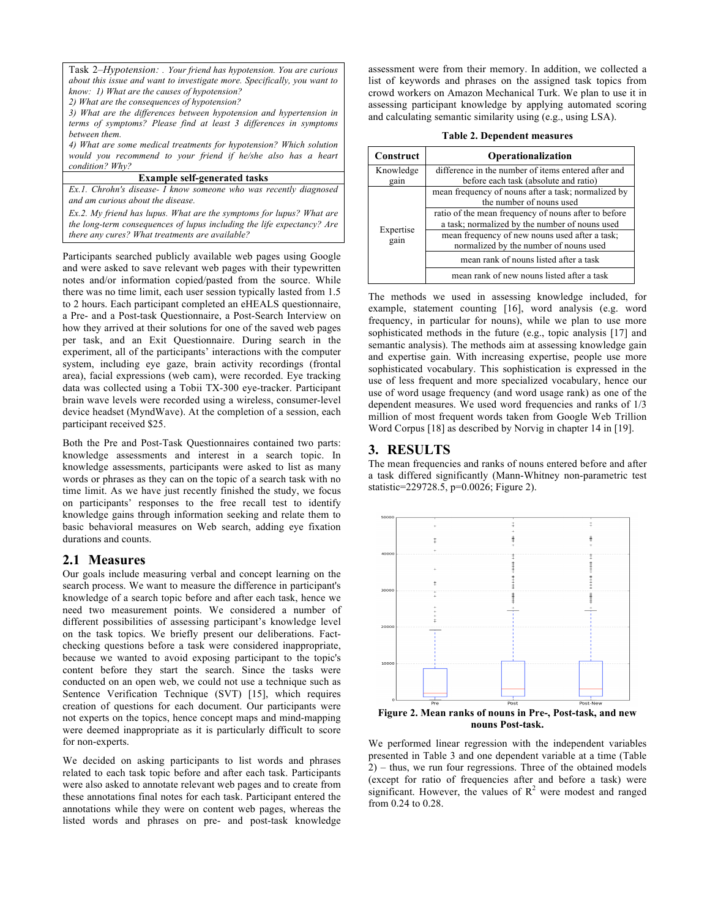Task 2–*Hypotension: . Your friend has hypotension. You are curious about this issue and want to investigate more. Specifically, you want to know: 1) What are the causes of hypotension?*
*2) What are the consequences of hypotension?*
*3) What are the differences between hypotension and hypertension in terms of symptoms? Please find at least 3 differences in symptoms between them.*
*4) What are some medical treatments for hypotension? Which solution would you recommend to your friend if he/she also has a heart condition? Why?*

**Example self-generated tasks**

*Ex.1. Chrohn's disease- I know someone who was recently diagnosed and am curious about the disease.*

*Ex.2. My friend has lupus. What are the symptoms for lupus? What are the long-term consequences of lupus including the life expectancy? Are there any cures? What treatments are available?*

Participants searched publicly available web pages using Google and were asked to save relevant web pages with their typewritten notes and/or information copied/pasted from the source. While there was no time limit, each user session typically lasted from 1.5 to 2 hours. Each participant completed an eHEALS questionnaire, a Pre- and a Post-task Questionnaire, a Post-Search Interview on how they arrived at their solutions for one of the saved web pages per task, and an Exit Questionnaire. During search in the experiment, all of the participants' interactions with the computer system, including eye gaze, brain activity recordings (frontal area), facial expressions (web cam), were recorded. Eye tracking data was collected using a Tobii TX-300 eye-tracker. Participant brain wave levels were recorded using a wireless, consumer-level device headset (MyndWave). At the completion of a session, each participant received $25.

Both the Pre and Post-Task Questionnaires contained two parts: knowledge assessments and interest in a search topic. In knowledge assessments, participants were asked to list as many words or phrases as they can on the topic of a search task with no time limit. As we have just recently finished the study, we focus on participants' responses to the free recall test to identify knowledge gains through information seeking and relate them to basic behavioral measures on Web search, adding eye fixation durations and counts.

## 2.1 Measures

Our goals include measuring verbal and concept learning on the search process. We want to measure the difference in participant's knowledge of a search topic before and after each task, hence we need two measurement points. We considered a number of different possibilities of assessing participant's knowledge level on the task topics. We briefly present our deliberations. Fact-checking questions before a task were considered inappropriate, because we wanted to avoid exposing participant to the topic's content before they start the search. Since the tasks were conducted on an open web, we could not use a technique such as Sentence Verification Technique (SVT) [15], which requires creation of questions for each document. Our participants were not experts on the topics, hence concept maps and mind-mapping were deemed inappropriate as it is particularly difficult to score for non-experts.

We decided on asking participants to list words and phrases related to each task topic before and after each task. Participants were also asked to annotate relevant web pages and to create from these annotations final notes for each task. Participant entered the annotations while they were on content web pages, whereas the listed words and phrases on pre- and post-task knowledge assessment were from their memory. In addition, we collected a list of keywords and phrases on the assigned task topics from crowd workers on Amazon Mechanical Turk. We plan to use it in assessing participant knowledge by applying automated scoring and calculating semantic similarity using (e.g., using LSA).

**Table 2. Dependent measures**

| Construct | Operationalization |
|---|---|
| Knowledge gain | difference in the number of items entered after and before each task (absolute and ratio) |
| Expertise gain | mean frequency of nouns after a task; normalized by the number of nouns used |
| | ratio of the mean frequency of nouns after to before a task; normalized by the number of nouns used |
| | mean frequency of new nouns used after a task; normalized by the number of nouns used |
| | mean rank of nouns listed after a task |
| | mean rank of new nouns listed after a task |

The methods we used in assessing knowledge included, for example, statement counting [16], word analysis (e.g. word frequency, in particular for nouns), while we plan to use more sophisticated methods in the future (e.g., topic analysis [17] and semantic analysis). The methods aim at assessing knowledge gain and expertise gain. With increasing expertise, people use more sophisticated vocabulary. This sophistication is expressed in the use of less frequent and more specialized vocabulary, hence our use of word usage frequency (and word usage rank) as one of the dependent measures. We used word frequencies and ranks of 1/3 million of most frequent words taken from Google Web Trillion Word Corpus [18] as described by Norvig in chapter 14 in [19].

# 3. RESULTS

The mean frequencies and ranks of nouns entered before and after a task differed significantly (Mann-Whitney non-parametric test statistic=229728.5, $p$=0.0026; Figure 2).

**Figure 2. Mean ranks of nouns in Pre-, Post-task, and new nouns Post-task.**

We performed linear regression with the independent variables presented in Table 3 and one dependent variable at a time (Table 2) – thus, we run four regressions. Three of the obtained models (except for ratio of frequencies after and before a task) were significant. However, the values of $R^2$ were modest and ranged from 0.24 to 0.28.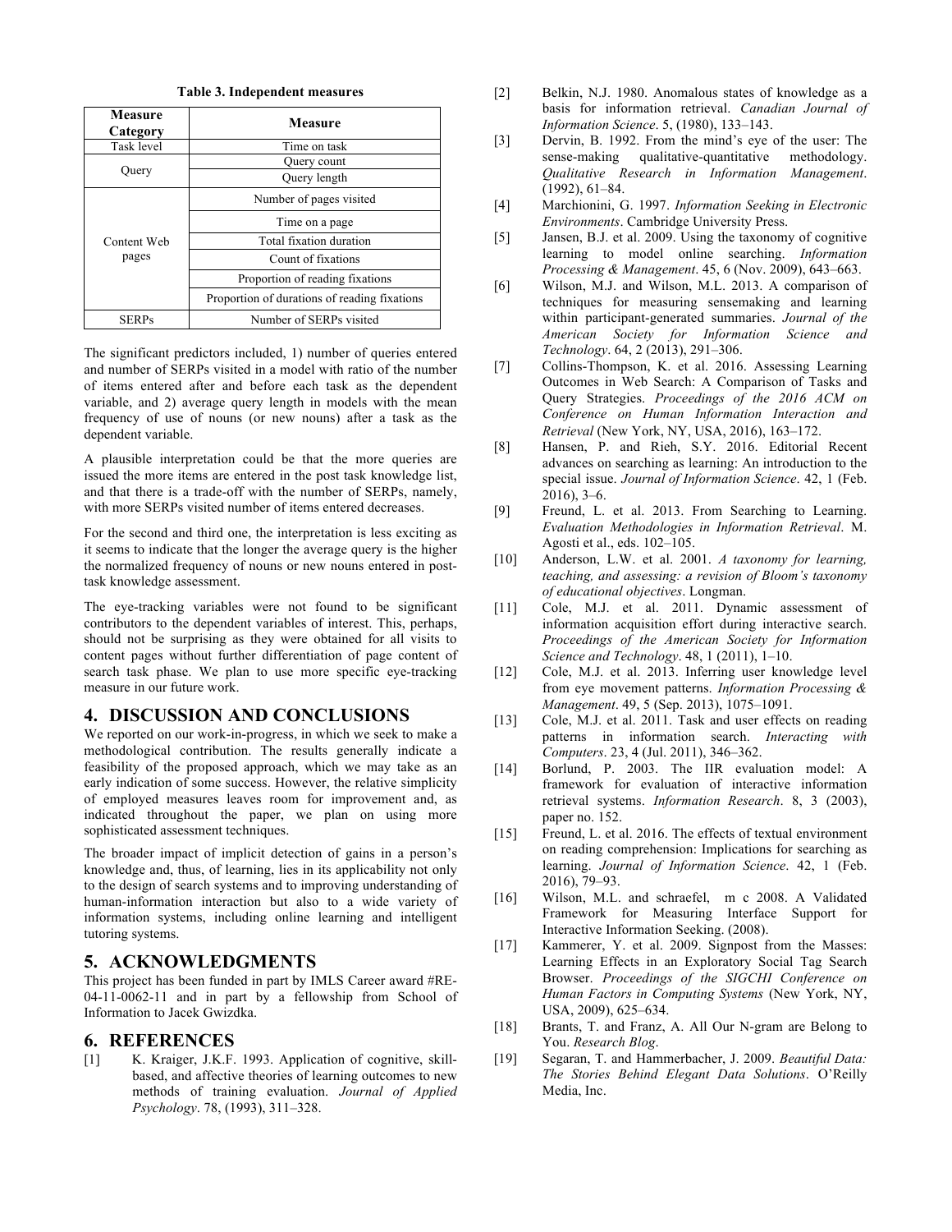**Table 3. Independent measures**

| Measure Category | Measure |
|---|---|
| Task level | Time on task |
| Query | Query count |
| | Query length |
| Content Web pages | Number of pages visited |
| | Time on a page |
| | Total fixation duration |
| | Count of fixations |
| | Proportion of reading fixations |
| | Proportion of durations of reading fixations |
| SERPs | Number of SERPs visited |

The significant predictors included, 1) number of queries entered and number of SERPs visited in a model with ratio of the number of items entered after and before each task as the dependent variable, and 2) average query length in models with the mean frequency of use of nouns (or new nouns) after a task as the dependent variable.

A plausible interpretation could be that the more queries are issued the more items are entered in the post task knowledge list, and that there is a trade-off with the number of SERPs, namely, with more SERPs visited number of items entered decreases.

For the second and third one, the interpretation is less exciting as it seems to indicate that the longer the average query is the higher the normalized frequency of nouns or new nouns entered in post-task knowledge assessment.

The eye-tracking variables were not found to be significant contributors to the dependent variables of interest. This, perhaps, should not be surprising as they were obtained for all visits to content pages without further differentiation of page content of search task phase. We plan to use more specific eye-tracking measure in our future work.

## 4. DISCUSSION AND CONCLUSIONS

We reported on our work-in-progress, in which we seek to make a methodological contribution. The results generally indicate a feasibility of the proposed approach, which we may take as an early indication of some success. However, the relative simplicity of employed measures leaves room for improvement and, as indicated throughout the paper, we plan on using more sophisticated assessment techniques.

The broader impact of implicit detection of gains in a person's knowledge and, thus, of learning, lies in its applicability not only to the design of search systems and to improving understanding of human-information interaction but also to a wide variety of information systems, including online learning and intelligent tutoring systems.

## 5. ACKNOWLEDGMENTS

This project has been funded in part by IMLS Career award #RE-04-11-0062-11 and in part by a fellowship from School of Information to Jacek Gwizdka.

## 6. REFERENCES

[1] K. Kraiger, J.K.F. 1993. Application of cognitive, skill-based, and affective theories of learning outcomes to new methods of training evaluation. *Journal of Applied Psychology*. 78, (1993), 311–328.

[2] Belkin, N.J. 1980. Anomalous states of knowledge as a basis for information retrieval. *Canadian Journal of Information Science*. 5, (1980), 133–143.

[3] Dervin, B. 1992. From the mind's eye of the user: The sense-making qualitative-quantitative methodology. *Qualitative Research in Information Management*. (1992), 61–84.

[4] Marchionini, G. 1997. *Information Seeking in Electronic Environments*. Cambridge University Press.

[5] Jansen, B.J. et al. 2009. Using the taxonomy of cognitive learning to model online searching. *Information Processing & Management*. 45, 6 (Nov. 2009), 643–663.

[6] Wilson, M.J. and Wilson, M.L. 2013. A comparison of techniques for measuring sensemaking and learning within participant-generated summaries. *Journal of the American Society for Information Science and Technology*. 64, 2 (2013), 291–306.

[7] Collins-Thompson, K. et al. 2016. Assessing Learning Outcomes in Web Search: A Comparison of Tasks and Query Strategies. *Proceedings of the 2016 ACM on Conference on Human Information Interaction and Retrieval* (New York, NY, USA, 2016), 163–172.

[8] Hansen, P. and Rieh, S.Y. 2016. Editorial Recent advances on searching as learning: An introduction to the special issue. *Journal of Information Science*. 42, 1 (Feb. 2016), 3–6.

[9] Freund, L. et al. 2013. From Searching to Learning. *Evaluation Methodologies in Information Retrieval*. M. Agosti et al., eds. 102–105.

[10] Anderson, L.W. et al. 2001. *A taxonomy for learning, teaching, and assessing: a revision of Bloom's taxonomy of educational objectives*. Longman.

[11] Cole, M.J. et al. 2011. Dynamic assessment of information acquisition effort during interactive search. *Proceedings of the American Society for Information Science and Technology*. 48, 1 (2011), 1–10.

[12] Cole, M.J. et al. 2013. Inferring user knowledge level from eye movement patterns. *Information Processing & Management*. 49, 5 (Sep. 2013), 1075–1091.

[13] Cole, M.J. et al. 2011. Task and user effects on reading patterns in information search. *Interacting with Computers*. 23, 4 (Jul. 2011), 346–362.

[14] Borlund, P. 2003. The IIR evaluation model: A framework for evaluation of interactive information retrieval systems. *Information Research*. 8, 3 (2003), paper no. 152.

[15] Freund, L. et al. 2016. The effects of textual environment on reading comprehension: Implications for searching as learning. *Journal of Information Science*. 42, 1 (Feb. 2016), 79–93.

[16] Wilson, M.L. and schraefel, m c 2008. A Validated Framework for Measuring Interface Support for Interactive Information Seeking. (2008).

[17] Kammerer, Y. et al. 2009. Signpost from the Masses: Learning Effects in an Exploratory Social Tag Search Browser. *Proceedings of the SIGCHI Conference on Human Factors in Computing Systems* (New York, NY, USA, 2009), 625–634.

[18] Brants, T. and Franz, A. All Our N-gram are Belong to You. *Research Blog*.

[19] Segaran, T. and Hammerbacher, J. 2009. *Beautiful Data: The Stories Behind Elegant Data Solutions*. O'Reilly Media, Inc.